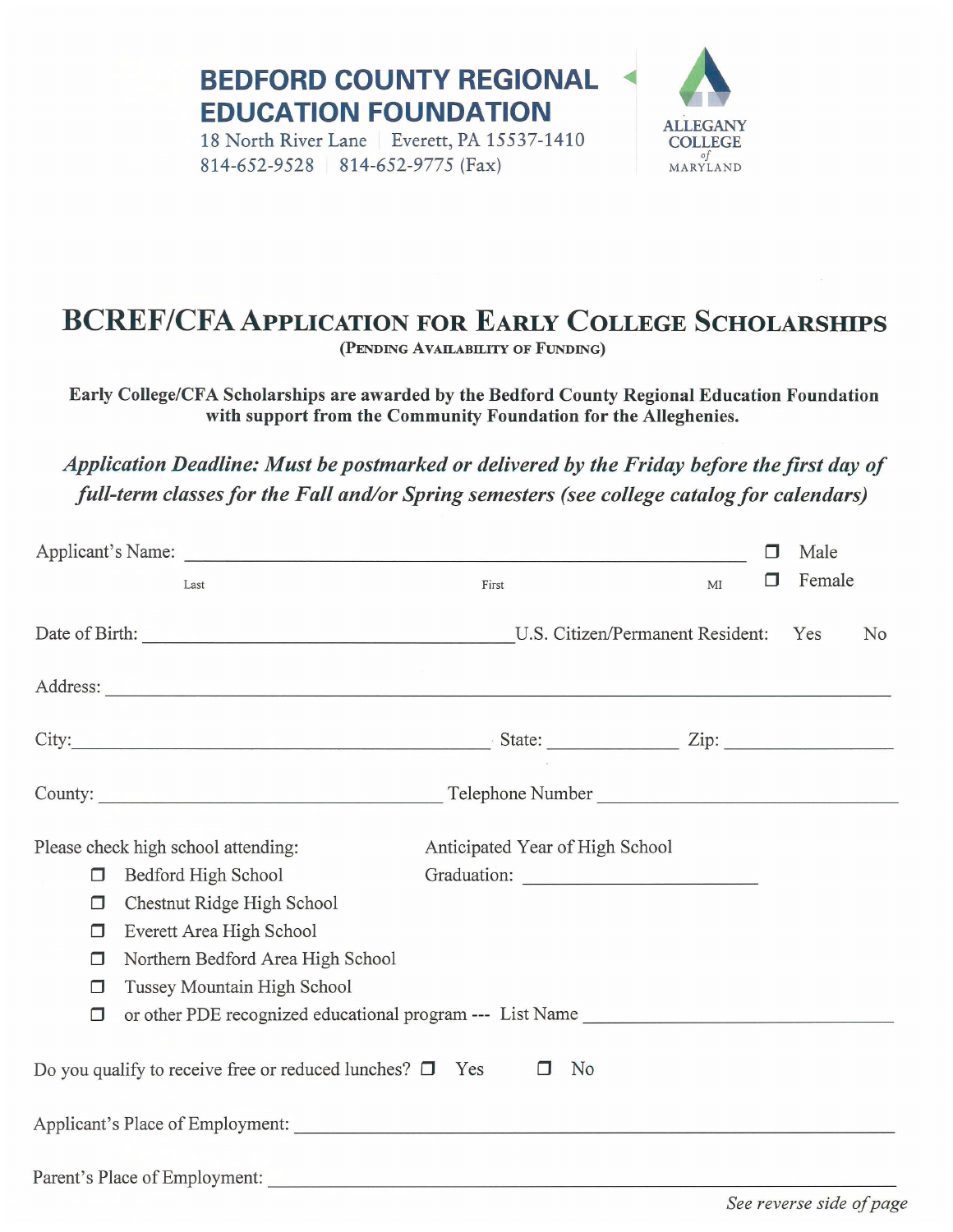**BEDFORD COUNTY REGIONAL EDUCATION FOUNDATION**

18 North River Lane | Everett, PA 15537-1410

814-652-9528 | 814-652-9775 (Fax)

ALLEGANY COLLEGE of MARYLAND

# BCREF/CFA Application for Early College Scholarships

(Pending Availability of Funding)

**Early College/CFA Scholarships are awarded by the Bedford County Regional Education Foundation with support from the Community Foundation for the Alleghenies.**

***Application Deadline: Must be postmarked or delivered by the Friday before the first day of full-term classes for the Fall and/or Spring semesters (see college catalog for calendars)***

Applicant's Name: ______________________________________________ ☐ Male ☐ Female

Last First MI

Date of Birth: ______________________________ U.S. Citizen/Permanent Resident: Yes No

Address: ____________________________________________________________

City: ______________________________ State: __________ Zip: ____________

County: ____________________________ Telephone Number ____________________

Please check high school attending:

- ☐ Bedford High School
- ☐ Chestnut Ridge High School
- ☐ Everett Area High School
- ☐ Northern Bedford Area High School
- ☐ Tussey Mountain High School
- ☐ or other PDE recognized educational program --- List Name ____________________

Anticipated Year of High School Graduation: ____________________

Do you qualify to receive free or reduced lunches? ☐ Yes ☐ No

Applicant's Place of Employment: ____________________________________________

Parent's Place of Employment: ______________________________________________

*See reverse side of page*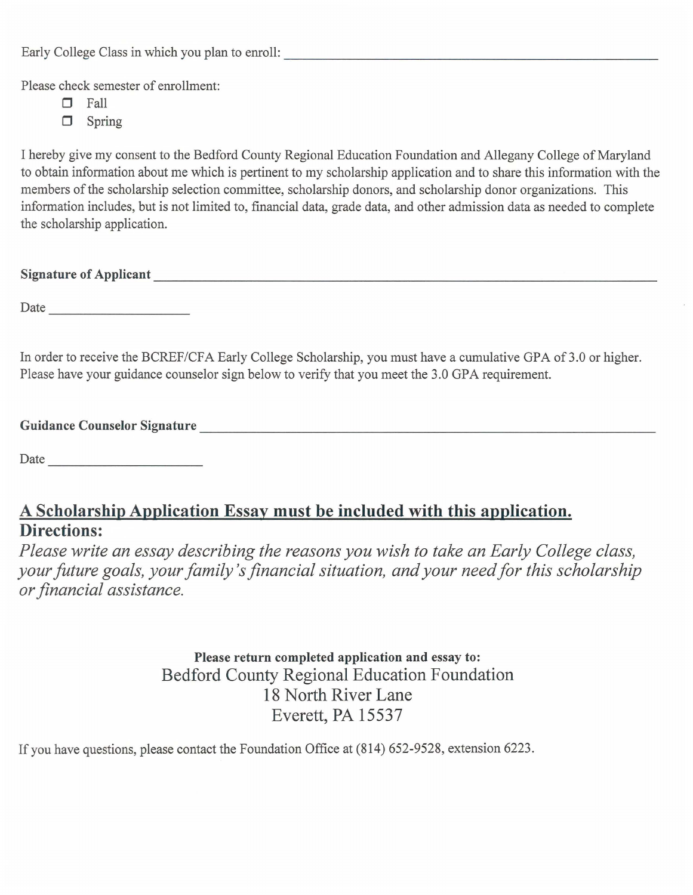Early College Class in which you plan to enroll: ______________________________________________

Please check semester of enrollment:

- ☐ Fall
- ☐ Spring

I hereby give my consent to the Bedford County Regional Education Foundation and Allegany College of Maryland to obtain information about me which is pertinent to my scholarship application and to share this information with the members of the scholarship selection committee, scholarship donors, and scholarship donor organizations. This information includes, but is not limited to, financial data, grade data, and other admission data as needed to complete the scholarship application.

**Signature of Applicant** ______________________________________________

Date ____________________

In order to receive the BCREF/CFA Early College Scholarship, you must have a cumulative GPA of 3.0 or higher. Please have your guidance counselor sign below to verify that you meet the 3.0 GPA requirement.

**Guidance Counselor Signature** ______________________________________________

Date ____________________

## A Scholarship Application Essay must be included with this application.

**Directions:**

*Please write an essay describing the reasons you wish to take an Early College class, your future goals, your family's financial situation, and your need for this scholarship or financial assistance.*

**Please return completed application and essay to:**

Bedford County Regional Education Foundation
18 North River Lane
Everett, PA 15537

If you have questions, please contact the Foundation Office at (814) 652-9528, extension 6223.